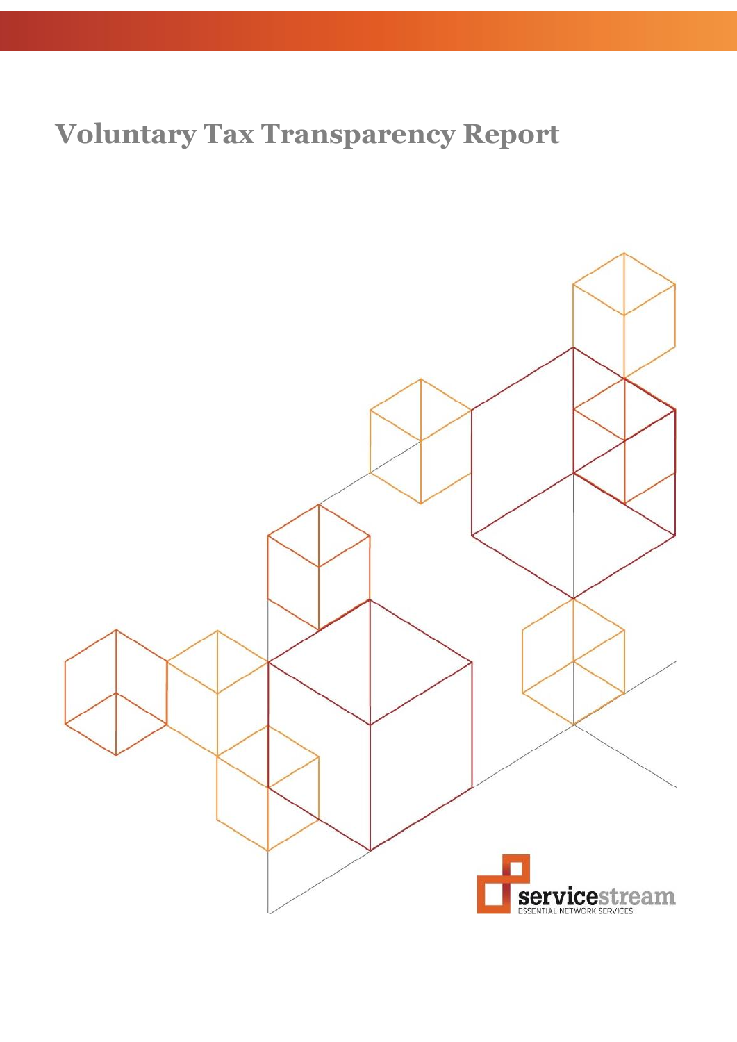# Voluntary Tax Transparency Report

servicestream
ESSENTIAL NETWORK SERVICES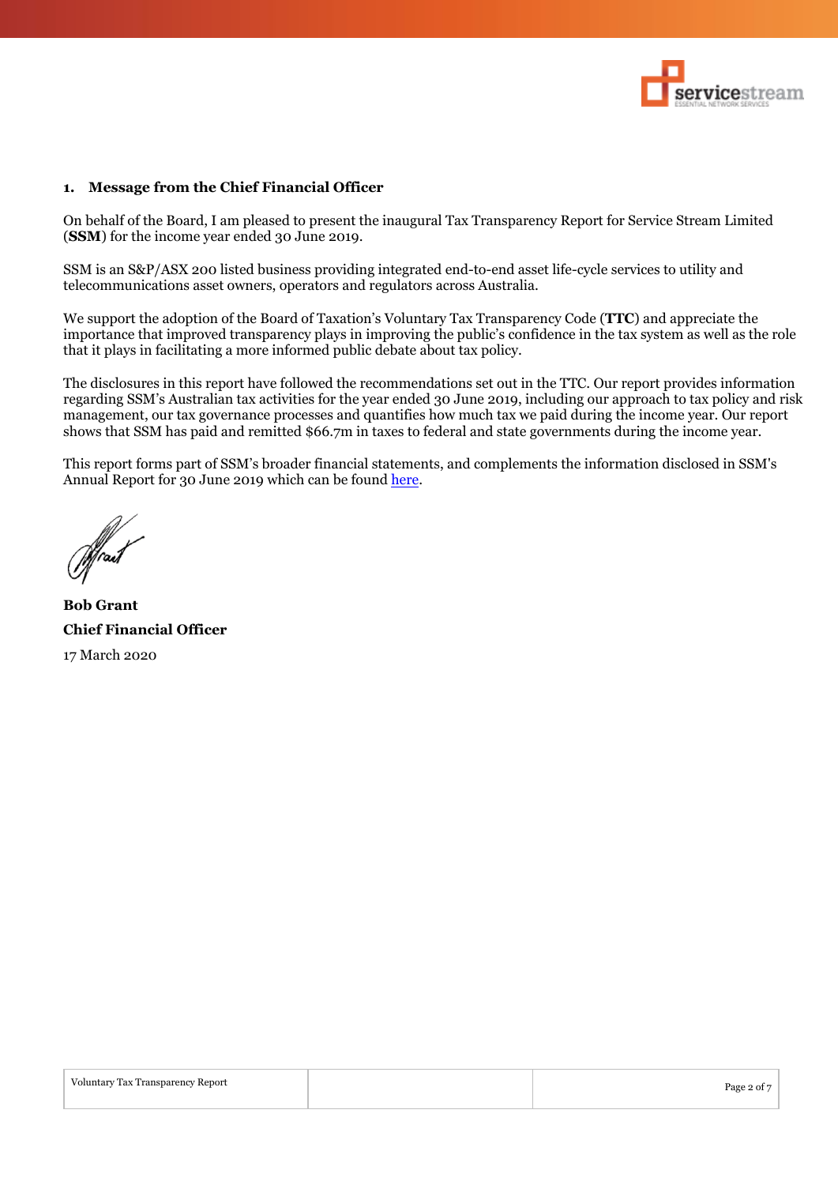## 1. Message from the Chief Financial Officer

On behalf of the Board, I am pleased to present the inaugural Tax Transparency Report for Service Stream Limited (**SSM**) for the income year ended 30 June 2019.

SSM is an S&P/ASX 200 listed business providing integrated end-to-end asset life-cycle services to utility and telecommunications asset owners, operators and regulators across Australia.

We support the adoption of the Board of Taxation's Voluntary Tax Transparency Code (**TTC**) and appreciate the importance that improved transparency plays in improving the public's confidence in the tax system as well as the role that it plays in facilitating a more informed public debate about tax policy.

The disclosures in this report have followed the recommendations set out in the TTC. Our report provides information regarding SSM's Australian tax activities for the year ended 30 June 2019, including our approach to tax policy and risk management, our tax governance processes and quantifies how much tax we paid during the income year. Our report shows that SSM has paid and remitted $66.7m in taxes to federal and state governments during the income year.

This report forms part of SSM's broader financial statements, and complements the information disclosed in SSM's Annual Report for 30 June 2019 which can be found here.

**Bob Grant**
**Chief Financial Officer**
17 March 2020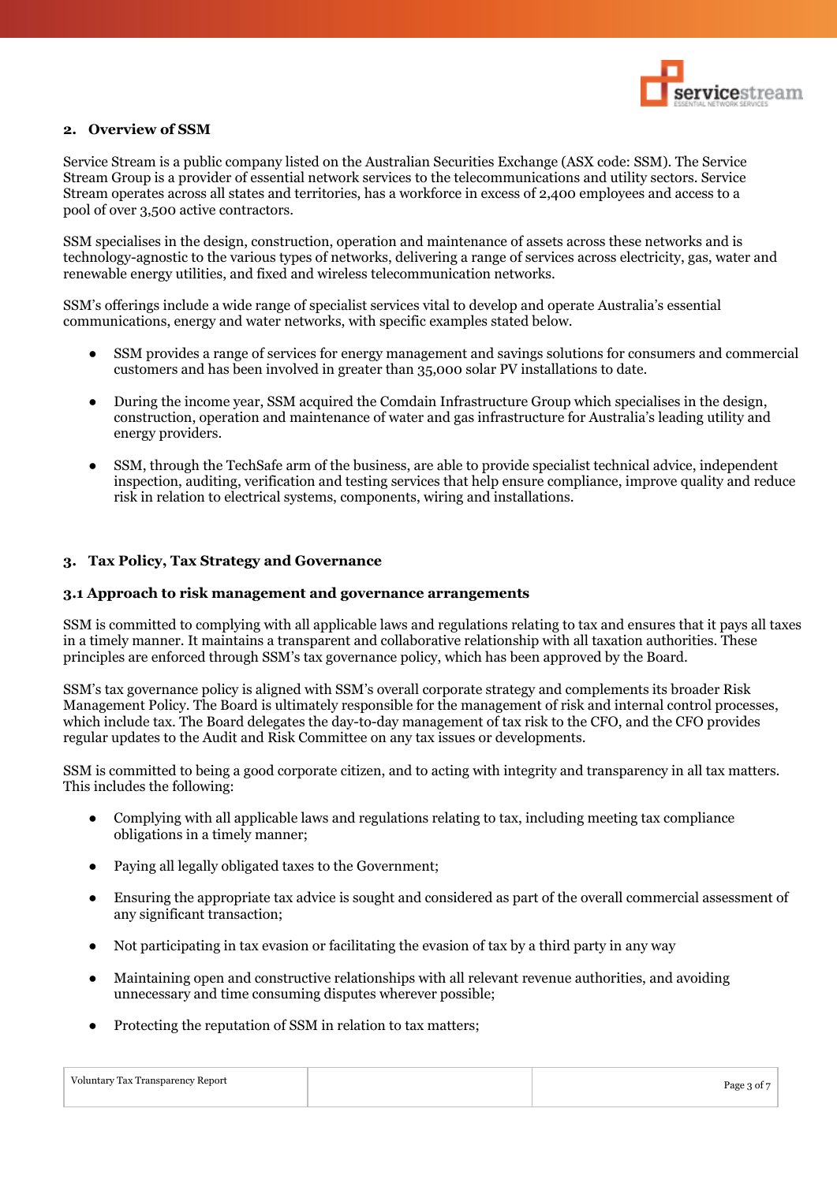## 2. Overview of SSM

Service Stream is a public company listed on the Australian Securities Exchange (ASX code: SSM). The Service Stream Group is a provider of essential network services to the telecommunications and utility sectors. Service Stream operates across all states and territories, has a workforce in excess of 2,400 employees and access to a pool of over 3,500 active contractors.

SSM specialises in the design, construction, operation and maintenance of assets across these networks and is technology-agnostic to the various types of networks, delivering a range of services across electricity, gas, water and renewable energy utilities, and fixed and wireless telecommunication networks.

SSM's offerings include a wide range of specialist services vital to develop and operate Australia's essential communications, energy and water networks, with specific examples stated below.

- SSM provides a range of services for energy management and savings solutions for consumers and commercial customers and has been involved in greater than 35,000 solar PV installations to date.
- During the income year, SSM acquired the Comdain Infrastructure Group which specialises in the design, construction, operation and maintenance of water and gas infrastructure for Australia's leading utility and energy providers.
- SSM, through the TechSafe arm of the business, are able to provide specialist technical advice, independent inspection, auditing, verification and testing services that help ensure compliance, improve quality and reduce risk in relation to electrical systems, components, wiring and installations.

## 3. Tax Policy, Tax Strategy and Governance

### 3.1 Approach to risk management and governance arrangements

SSM is committed to complying with all applicable laws and regulations relating to tax and ensures that it pays all taxes in a timely manner. It maintains a transparent and collaborative relationship with all taxation authorities. These principles are enforced through SSM's tax governance policy, which has been approved by the Board.

SSM's tax governance policy is aligned with SSM's overall corporate strategy and complements its broader Risk Management Policy. The Board is ultimately responsible for the management of risk and internal control processes, which include tax. The Board delegates the day-to-day management of tax risk to the CFO, and the CFO provides regular updates to the Audit and Risk Committee on any tax issues or developments.

SSM is committed to being a good corporate citizen, and to acting with integrity and transparency in all tax matters. This includes the following:

- Complying with all applicable laws and regulations relating to tax, including meeting tax compliance obligations in a timely manner;
- Paying all legally obligated taxes to the Government;
- Ensuring the appropriate tax advice is sought and considered as part of the overall commercial assessment of any significant transaction;
- Not participating in tax evasion or facilitating the evasion of tax by a third party in any way
- Maintaining open and constructive relationships with all relevant revenue authorities, and avoiding unnecessary and time consuming disputes wherever possible;
- Protecting the reputation of SSM in relation to tax matters;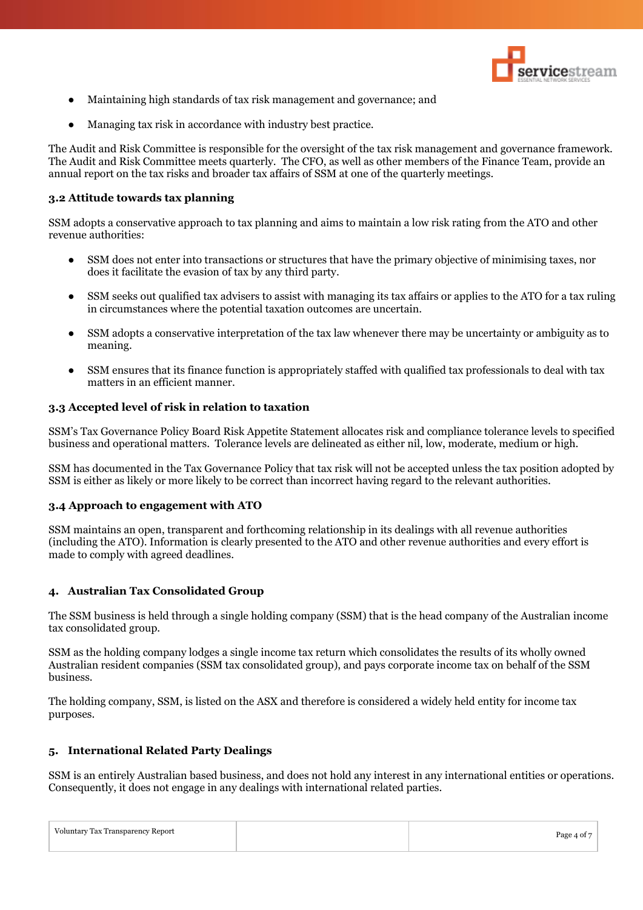- Maintaining high standards of tax risk management and governance; and
- Managing tax risk in accordance with industry best practice.

The Audit and Risk Committee is responsible for the oversight of the tax risk management and governance framework. The Audit and Risk Committee meets quarterly. The CFO, as well as other members of the Finance Team, provide an annual report on the tax risks and broader tax affairs of SSM at one of the quarterly meetings.

### 3.2 Attitude towards tax planning

SSM adopts a conservative approach to tax planning and aims to maintain a low risk rating from the ATO and other revenue authorities:

- SSM does not enter into transactions or structures that have the primary objective of minimising taxes, nor does it facilitate the evasion of tax by any third party.
- SSM seeks out qualified tax advisers to assist with managing its tax affairs or applies to the ATO for a tax ruling in circumstances where the potential taxation outcomes are uncertain.
- SSM adopts a conservative interpretation of the tax law whenever there may be uncertainty or ambiguity as to meaning.
- SSM ensures that its finance function is appropriately staffed with qualified tax professionals to deal with tax matters in an efficient manner.

### 3.3 Accepted level of risk in relation to taxation

SSM's Tax Governance Policy Board Risk Appetite Statement allocates risk and compliance tolerance levels to specified business and operational matters. Tolerance levels are delineated as either nil, low, moderate, medium or high.

SSM has documented in the Tax Governance Policy that tax risk will not be accepted unless the tax position adopted by SSM is either as likely or more likely to be correct than incorrect having regard to the relevant authorities.

### 3.4 Approach to engagement with ATO

SSM maintains an open, transparent and forthcoming relationship in its dealings with all revenue authorities (including the ATO). Information is clearly presented to the ATO and other revenue authorities and every effort is made to comply with agreed deadlines.

## 4. Australian Tax Consolidated Group

The SSM business is held through a single holding company (SSM) that is the head company of the Australian income tax consolidated group.

SSM as the holding company lodges a single income tax return which consolidates the results of its wholly owned Australian resident companies (SSM tax consolidated group), and pays corporate income tax on behalf of the SSM business.

The holding company, SSM, is listed on the ASX and therefore is considered a widely held entity for income tax purposes.

## 5. International Related Party Dealings

SSM is an entirely Australian based business, and does not hold any interest in any international entities or operations. Consequently, it does not engage in any dealings with international related parties.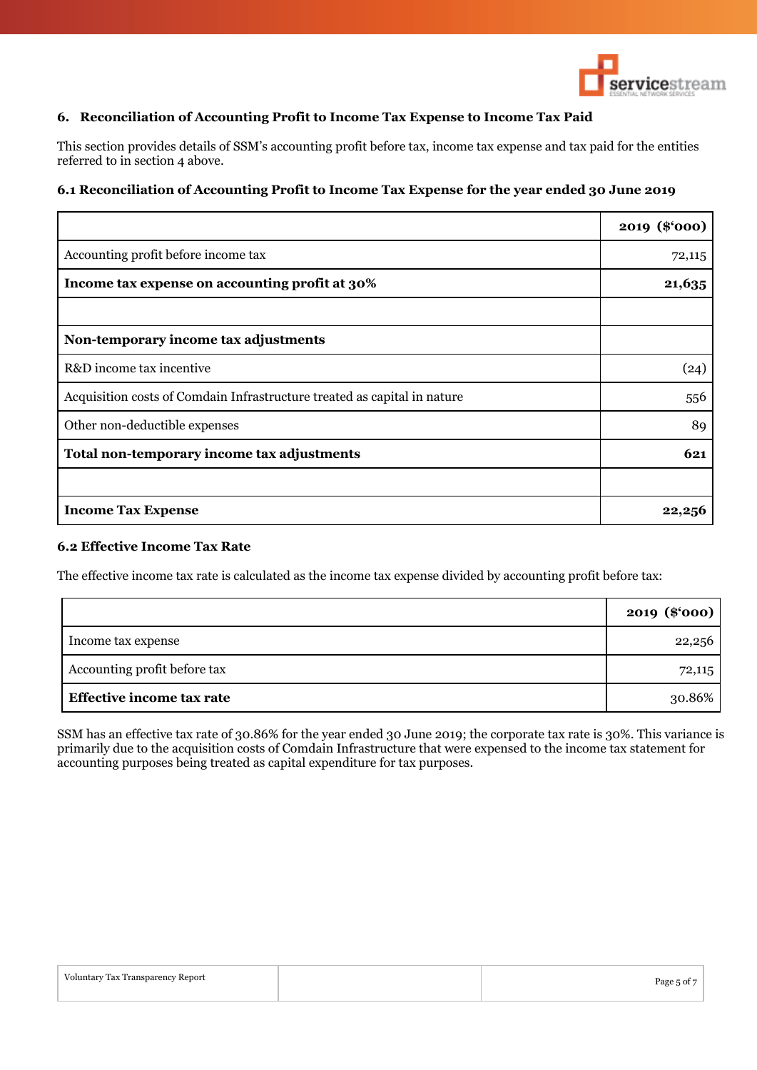## 6. Reconciliation of Accounting Profit to Income Tax Expense to Income Tax Paid

This section provides details of SSM's accounting profit before tax, income tax expense and tax paid for the entities referred to in section 4 above.

### 6.1 Reconciliation of Accounting Profit to Income Tax Expense for the year ended 30 June 2019

| | 2019 ($'000) |
|---|---:|
| Accounting profit before income tax | 72,115 |
| **Income tax expense on accounting profit at 30%** | **21,635** |
| | |
| **Non-temporary income tax adjustments** | |
| R&D income tax incentive | (24) |
| Acquisition costs of Comdain Infrastructure treated as capital in nature | 556 |
| Other non-deductible expenses | 89 |
| **Total non-temporary income tax adjustments** | **621** |
| | |
| **Income Tax Expense** | **22,256** |

### 6.2 Effective Income Tax Rate

The effective income tax rate is calculated as the income tax expense divided by accounting profit before tax:

| | 2019 ($'000) |
|---|---:|
| Income tax expense | 22,256 |
| Accounting profit before tax | 72,115 |
| **Effective income tax rate** | 30.86% |

SSM has an effective tax rate of 30.86% for the year ended 30 June 2019; the corporate tax rate is 30%. This variance is primarily due to the acquisition costs of Comdain Infrastructure that were expensed to the income tax statement for accounting purposes being treated as capital expenditure for tax purposes.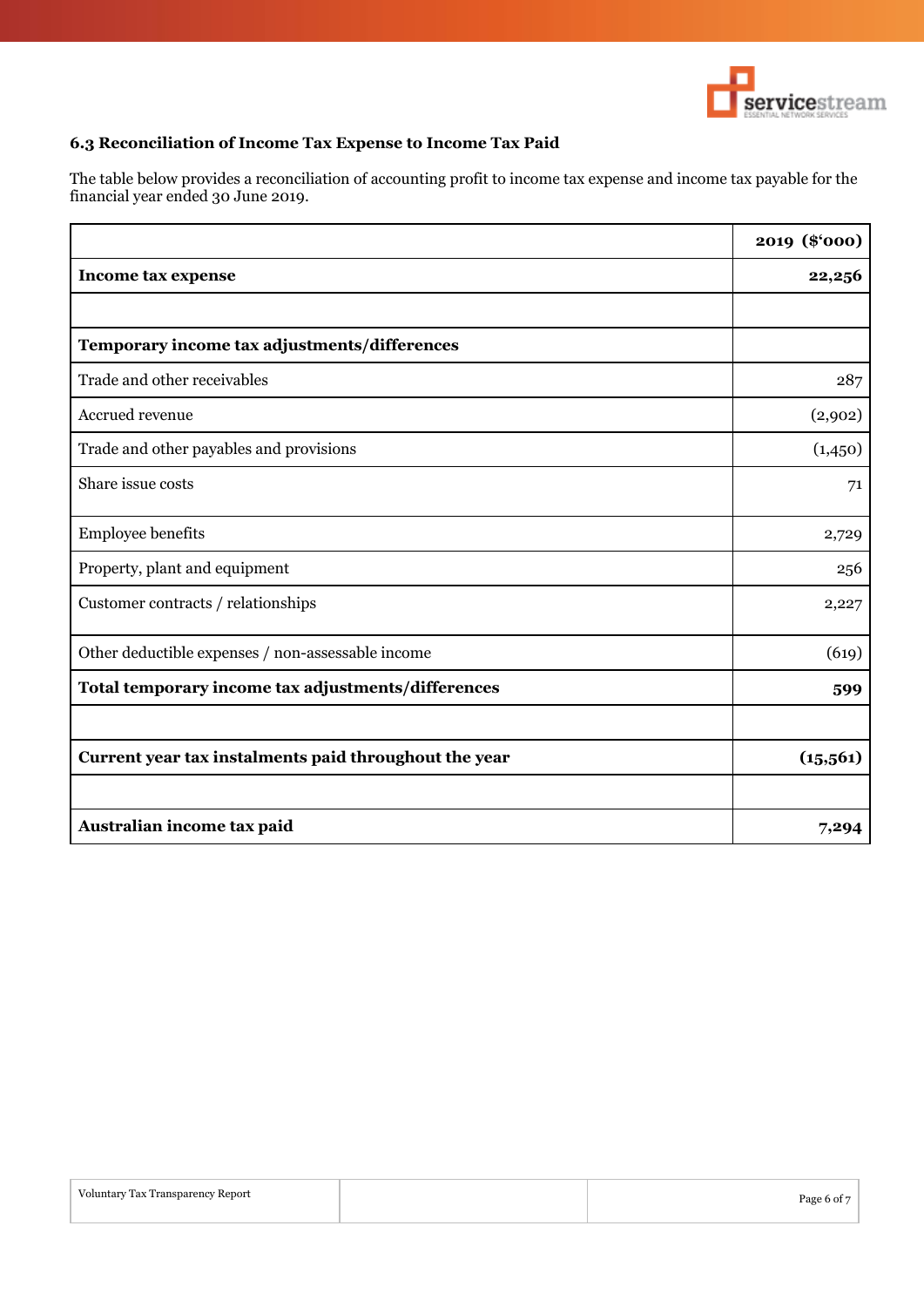### 6.3 Reconciliation of Income Tax Expense to Income Tax Paid

The table below provides a reconciliation of accounting profit to income tax expense and income tax payable for the financial year ended 30 June 2019.

| | **2019 ($'000)** |
|---|---:|
| **Income tax expense** | **22,256** |
| | |
| **Temporary income tax adjustments/differences** | |
| Trade and other receivables | 287 |
| Accrued revenue | (2,902) |
| Trade and other payables and provisions | (1,450) |
| Share issue costs | 71 |
| Employee benefits | 2,729 |
| Property, plant and equipment | 256 |
| Customer contracts / relationships | 2,227 |
| Other deductible expenses / non-assessable income | (619) |
| **Total temporary income tax adjustments/differences** | **599** |
| | |
| **Current year tax instalments paid throughout the year** | **(15,561)** |
| | |
| **Australian income tax paid** | **7,294** |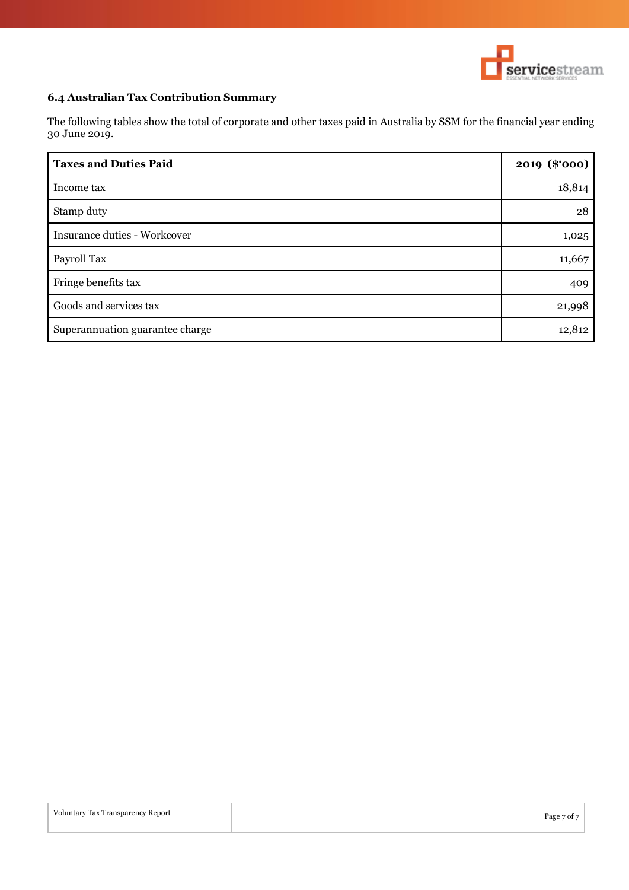### 6.4 Australian Tax Contribution Summary

The following tables show the total of corporate and other taxes paid in Australia by SSM for the financial year ending 30 June 2019.

| Taxes and Duties Paid | 2019 ($'000) |
|---|---:|
| Income tax | 18,814 |
| Stamp duty | 28 |
| Insurance duties - Workcover | 1,025 |
| Payroll Tax | 11,667 |
| Fringe benefits tax | 409 |
| Goods and services tax | 21,998 |
| Superannuation guarantee charge | 12,812 |